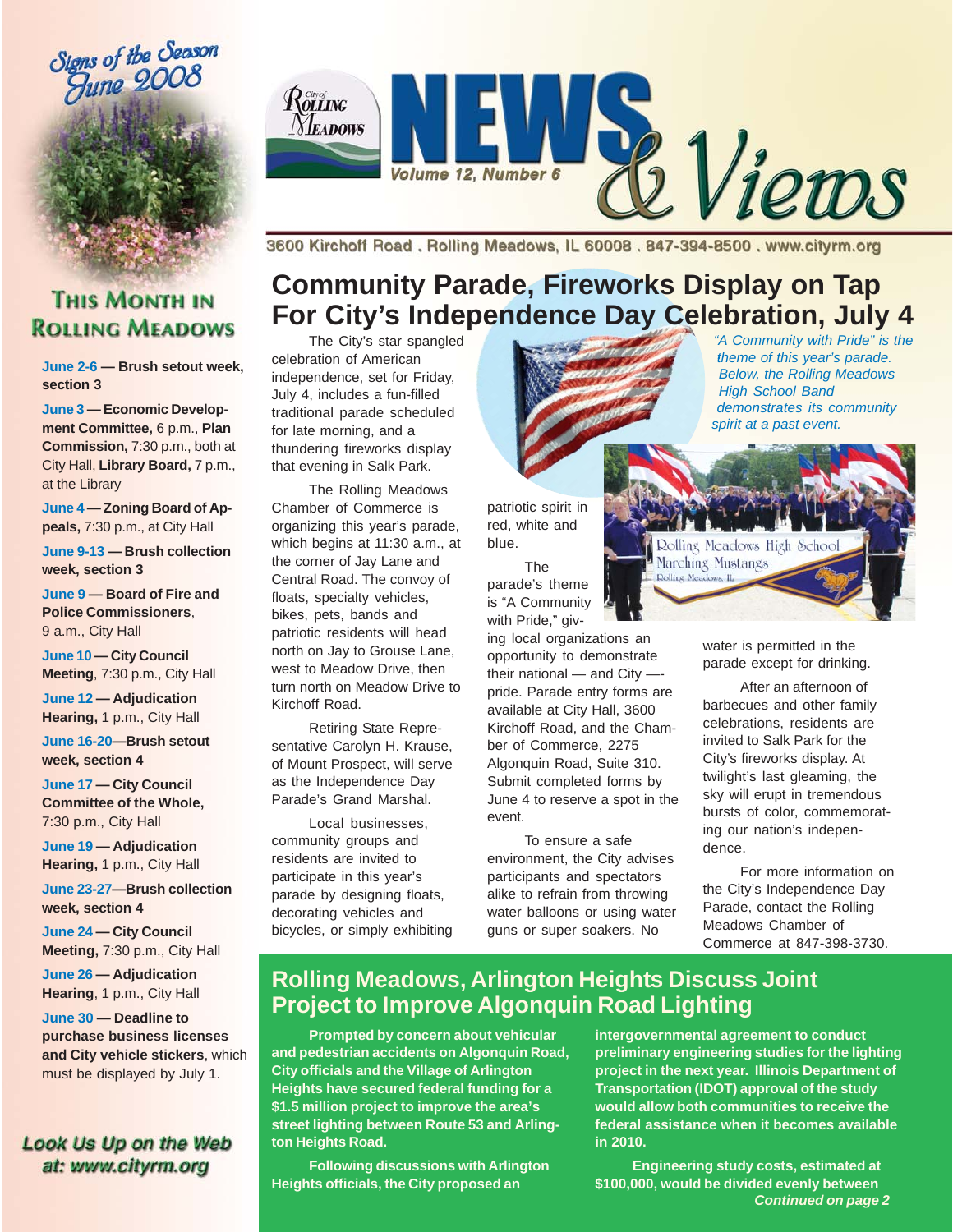Signs of the Season June 2008

# City of Rolling Meadows NEWS & Views

Volume 12, Number 6

3600 Kirchoff Road . Rolling Meadows, IL 60008 . 847-394-8500 . www.cityrm.org

## This Month in Rolling Meadows

**June 2-6 — Brush setout week, section 3**

**June 3 — Economic Development Committee,** 6 p.m., **Plan Commission,** 7:30 p.m., both at City Hall, **Library Board,** 7 p.m., at the Library

**June 4 — Zoning Board of Appeals,** 7:30 p.m., at City Hall

**June 9-13 — Brush collection week, section 3**

**June 9 — Board of Fire and Police Commissioners**, 9 a.m., City Hall

**June 10 — City Council Meeting**, 7:30 p.m., City Hall

**June 12 — Adjudication Hearing,** 1 p.m., City Hall

**June 16-20—Brush setout week, section 4**

**June 17 — City Council Committee of the Whole,** 7:30 p.m., City Hall

**June 19 — Adjudication Hearing,** 1 p.m., City Hall

**June 23-27—Brush collection week, section 4**

**June 24 — City Council Meeting,** 7:30 p.m., City Hall

**June 26 — Adjudication Hearing,** 1 p.m., City Hall

**June 30 — Deadline to purchase business licenses and City vehicle stickers**, which must be displayed by July 1.

Look Us Up on the Web at: www.cityrm.org

# Community Parade, Fireworks Display on Tap For City's Independence Day Celebration, July 4

The City's star spangled celebration of American independence, set for Friday, July 4, includes a fun-filled traditional parade scheduled for late morning, and a thundering fireworks display that evening in Salk Park.

The Rolling Meadows Chamber of Commerce is organizing this year's parade, which begins at 11:30 a.m., at the corner of Jay Lane and Central Road. The convoy of floats, specialty vehicles, bikes, pets, bands and patriotic residents will head north on Jay to Grouse Lane, west to Meadow Drive, then turn north on Meadow Drive to Kirchoff Road.

Retiring State Representative Carolyn H. Krause, of Mount Prospect, will serve as the Independence Day Parade's Grand Marshal.

Local businesses, community groups and residents are invited to participate in this year's parade by designing floats, decorating vehicles and bicycles, or simply exhibiting patriotic spirit in red, white and blue.

The parade's theme is "A Community with Pride," giving local organizations an opportunity to demonstrate their national — and City —-pride. Parade entry forms are available at City Hall, 3600 Kirchoff Road, and the Chamber of Commerce, 2275 Algonquin Road, Suite 310. Submit completed forms by June 4 to reserve a spot in the event.

To ensure a safe environment, the City advises participants and spectators alike to refrain from throwing water balloons or using water guns or super soakers. No water is permitted in the parade except for drinking.

After an afternoon of barbecues and other family celebrations, residents are invited to Salk Park for the City's fireworks display. At twilight's last gleaming, the sky will erupt in tremendous bursts of color, commemorating our nation's independence.

For more information on the City's Independence Day Parade, contact the Rolling Meadows Chamber of Commerce at 847-398-3730.

*"A Community with Pride" is the theme of this year's parade. Below, the Rolling Meadows High School Band demonstrates its community spirit at a past event.*

# Rolling Meadows, Arlington Heights Discuss Joint Project to Improve Algonquin Road Lighting

**Prompted by concern about vehicular and pedestrian accidents on Algonquin Road, City officials and the Village of Arlington Heights have secured federal funding for a $1.5 million project to improve the area's street lighting between Route 53 and Arlington Heights Road.**

**Following discussions with Arlington Heights officials, the City proposed an intergovernmental agreement to conduct preliminary engineering studies for the lighting project in the next year. Illinois Department of Transportation (IDOT) approval of the study would allow both communities to receive the federal assistance when it becomes available in 2010.**

**Engineering study costs, estimated at $100,000, would be divided evenly between**

***Continued on page 2***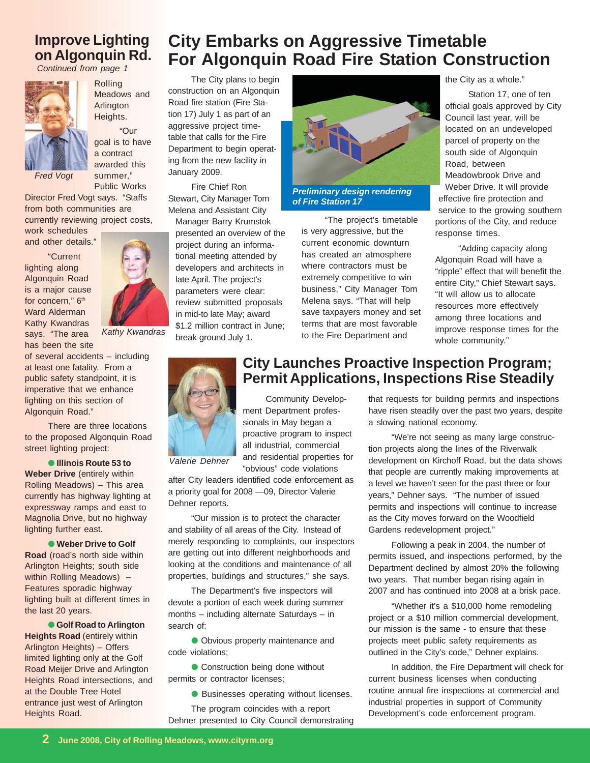## Improve Lighting on Algonquin Rd.

*Continued from page 1*

Rolling Meadows and Arlington Heights.

"Our goal is to have a contract awarded this summer," Public Works Director Fred Vogt says. "Staffs from both communities are currently reviewing project costs, work schedules and other details."

*Fred Vogt*

"Current lighting along Algonquin Road is a major cause for concern," 6th Ward Alderman Kathy Kwandras says. "The area has been the site of several accidents – including at least one fatality. From a public safety standpoint, it is imperative that we enhance lighting on this section of Algonquin Road."

*Kathy Kwandras*

There are three locations to the proposed Algonquin Road street lighting project:

- **Illinois Route 53 to Weber Drive** (entirely within Rolling Meadows) – This area currently has highway lighting at expressway ramps and east to Magnolia Drive, but no highway lighting further east.
- **Weber Drive to Golf Road** (road's north side within Arlington Heights; south side within Rolling Meadows) – Features sporadic highway lighting built at different times in the last 20 years.
- **Golf Road to Arlington Heights Road** (entirely within Arlington Heights) – Offers limited lighting only at the Golf Road Meijer Drive and Arlington Heights Road intersections, and at the Double Tree Hotel entrance just west of Arlington Heights Road.

# City Embarks on Aggressive Timetable For Algonquin Road Fire Station Construction

The City plans to begin construction on an Algonquin Road fire station (Fire Station 17) July 1 as part of an aggressive project timetable that calls for the Fire Department to begin operating from the new facility in January 2009.

Fire Chief Ron Stewart, City Manager Tom Melena and Assistant City Manager Barry Krumstok presented an overview of the project during an informational meeting attended by developers and architects in late April. The project's parameters were clear: review submitted proposals in mid-to late May; award $1.2 million contract in June; break ground July 1.

*Preliminary design rendering of Fire Station 17*

"The project's timetable is very aggressive, but the current economic downturn has created an atmosphere where contractors must be extremely competitive to win business," City Manager Tom Melena says. "That will help save taxpayers money and set terms that are most favorable to the Fire Department and the City as a whole."

Station 17, one of ten official goals approved by City Council last year, will be located on an undeveloped parcel of property on the south side of Algonquin Road, between Meadowbrook Drive and Weber Drive. It will provide effective fire protection and service to the growing southern portions of the City, and reduce response times.

"Adding capacity along Algonquin Road will have a "ripple" effect that will benefit the entire City," Chief Stewart says. "It will allow us to allocate resources more effectively among three locations and improve response times for the whole community."

# City Launches Proactive Inspection Program; Permit Applications, Inspections Rise Steadily

*Valerie Dehner*

Community Development Department professionals in May began a proactive program to inspect all industrial, commercial and residential properties for "obvious" code violations after City leaders identified code enforcement as a priority goal for 2008 —09, Director Valerie Dehner reports.

"Our mission is to protect the character and stability of all areas of the City. Instead of merely responding to complaints, our inspectors are getting out into different neighborhoods and looking at the conditions and maintenance of all properties, buildings and structures," she says.

The Department's five inspectors will devote a portion of each week during summer months – including alternate Saturdays – in search of:

- Obvious property maintenance and code violations;
- Construction being done without permits or contractor licenses;
- Businesses operating without licenses.

The program coincides with a report Dehner presented to City Council demonstrating that requests for building permits and inspections have risen steadily over the past two years, despite a slowing national economy.

"We're not seeing as many large construction projects along the lines of the Riverwalk development on Kirchoff Road, but the data shows that people are currently making improvements at a level we haven't seen for the past three or four years," Dehner says. "The number of issued permits and inspections will continue to increase as the City moves forward on the Woodfield Gardens redevelopment project."

Following a peak in 2004, the number of permits issued, and inspections performed, by the Department declined by almost 20% the following two years. That number began rising again in 2007 and has continued into 2008 at a brisk pace.

"Whether it's a $10,000 home remodeling project or a $10 million commercial development, our mission is the same - to ensure that these projects meet public safety requirements as outlined in the City's code," Dehner explains.

In addition, the Fire Department will check for current business licenses when conducting routine annual fire inspections at commercial and industrial properties in support of Community Development's code enforcement program.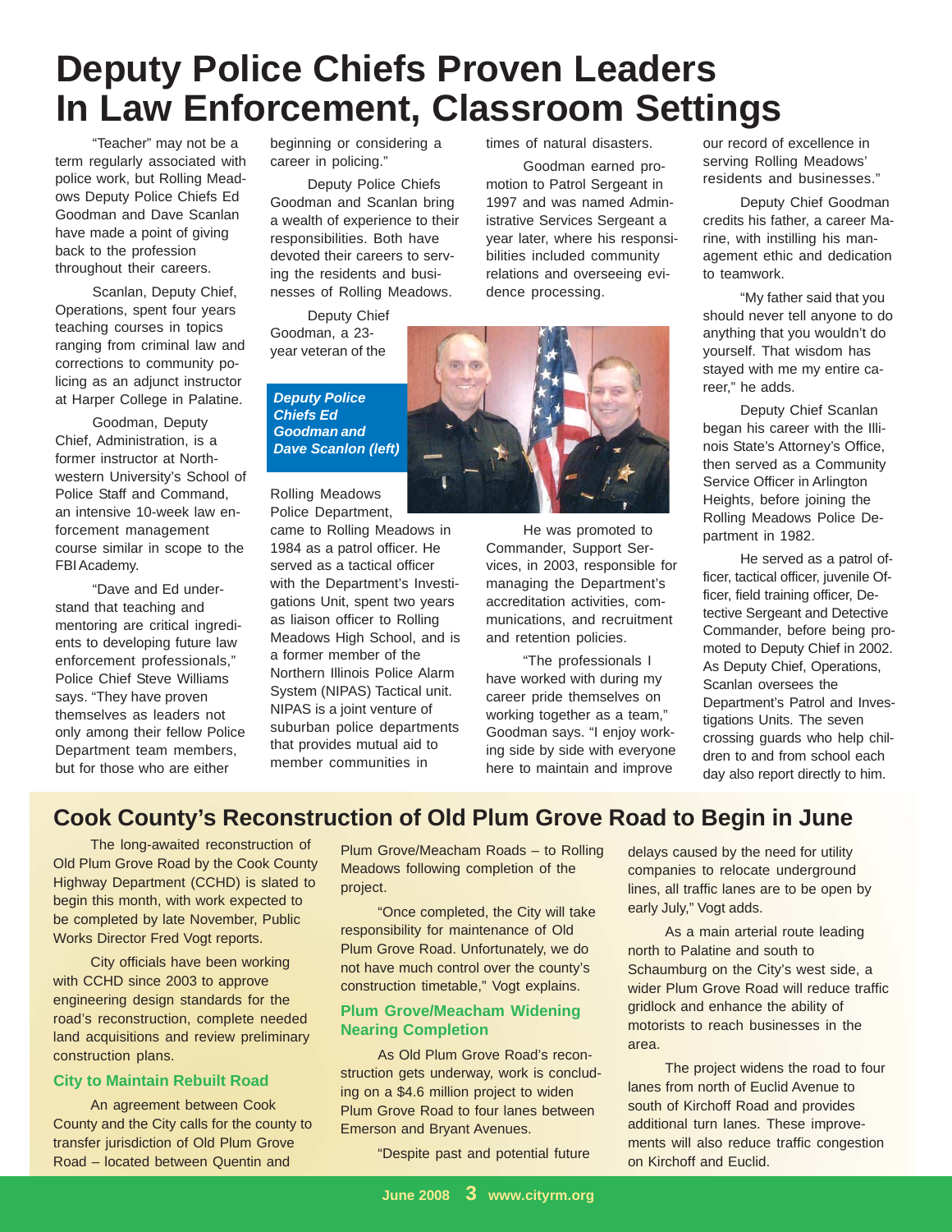# Deputy Police Chiefs Proven Leaders In Law Enforcement, Classroom Settings

"Teacher" may not be a term regularly associated with police work, but Rolling Meadows Deputy Police Chiefs Ed Goodman and Dave Scanlan have made a point of giving back to the profession throughout their careers.

Scanlan, Deputy Chief, Operations, spent four years teaching courses in topics ranging from criminal law and corrections to community policing as an adjunct instructor at Harper College in Palatine.

Goodman, Deputy Chief, Administration, is a former instructor at Northwestern University's School of Police Staff and Command, an intensive 10-week law enforcement management course similar in scope to the FBI Academy.

"Dave and Ed understand that teaching and mentoring are critical ingredients to developing future law enforcement professionals," Police Chief Steve Williams says. "They have proven themselves as leaders not only among their fellow Police Department team members, but for those who are either beginning or considering a career in policing."

Deputy Police Chiefs Goodman and Scanlan bring a wealth of experience to their responsibilities. Both have devoted their careers to serving the residents and businesses of Rolling Meadows.

Deputy Chief Goodman, a 23-year veteran of the Rolling Meadows Police Department, came to Rolling Meadows in 1984 as a patrol officer. He served as a tactical officer with the Department's Investigations Unit, spent two years as liaison officer to Rolling Meadows High School, and is a former member of the Northern Illinois Police Alarm System (NIPAS) Tactical unit. NIPAS is a joint venture of suburban police departments that provides mutual aid to member communities in times of natural disasters.

***Deputy Police Chiefs Ed Goodman and Dave Scanlon (left)***

Goodman earned promotion to Patrol Sergeant in 1997 and was named Administrative Services Sergeant a year later, where his responsibilities included community relations and overseeing evidence processing.

He was promoted to Commander, Support Services, in 2003, responsible for managing the Department's accreditation activities, communications, and recruitment and retention policies.

"The professionals I have worked with during my career pride themselves on working together as a team," Goodman says. "I enjoy working side by side with everyone here to maintain and improve our record of excellence in serving Rolling Meadows' residents and businesses."

Deputy Chief Goodman credits his father, a career Marine, with instilling his management ethic and dedication to teamwork.

"My father said that you should never tell anyone to do anything that you wouldn't do yourself. That wisdom has stayed with me my entire career," he adds.

Deputy Chief Scanlan began his career with the Illinois State's Attorney's Office, then served as a Community Service Officer in Arlington Heights, before joining the Rolling Meadows Police Department in 1982.

He served as a patrol officer, tactical officer, juvenile Officer, field training officer, Detective Sergeant and Detective Commander, before being promoted to Deputy Chief in 2002. As Deputy Chief, Operations, Scanlan oversees the Department's Patrol and Investigations Units. The seven crossing guards who help children to and from school each day also report directly to him.

## Cook County's Reconstruction of Old Plum Grove Road to Begin in June

The long-awaited reconstruction of Old Plum Grove Road by the Cook County Highway Department (CCHD) is slated to begin this month, with work expected to be completed by late November, Public Works Director Fred Vogt reports.

City officials have been working with CCHD since 2003 to approve engineering design standards for the road's reconstruction, complete needed land acquisitions and review preliminary construction plans.

### City to Maintain Rebuilt Road

An agreement between Cook County and the City calls for the county to transfer jurisdiction of Old Plum Grove Road – located between Quentin and Plum Grove/Meacham Roads – to Rolling Meadows following completion of the project.

"Once completed, the City will take responsibility for maintenance of Old Plum Grove Road. Unfortunately, we do not have much control over the county's construction timetable," Vogt explains.

### Plum Grove/Meacham Widening Nearing Completion

As Old Plum Grove Road's reconstruction gets underway, work is concluding on a $4.6 million project to widen Plum Grove Road to four lanes between Emerson and Bryant Avenues.

"Despite past and potential future delays caused by the need for utility companies to relocate underground lines, all traffic lanes are to be open by early July," Vogt adds.

As a main arterial route leading north to Palatine and south to Schaumburg on the City's west side, a wider Plum Grove Road will reduce traffic gridlock and enhance the ability of motorists to reach businesses in the area.

The project widens the road to four lanes from north of Euclid Avenue to south of Kirchoff Road and provides additional turn lanes. These improvements will also reduce traffic congestion on Kirchoff and Euclid.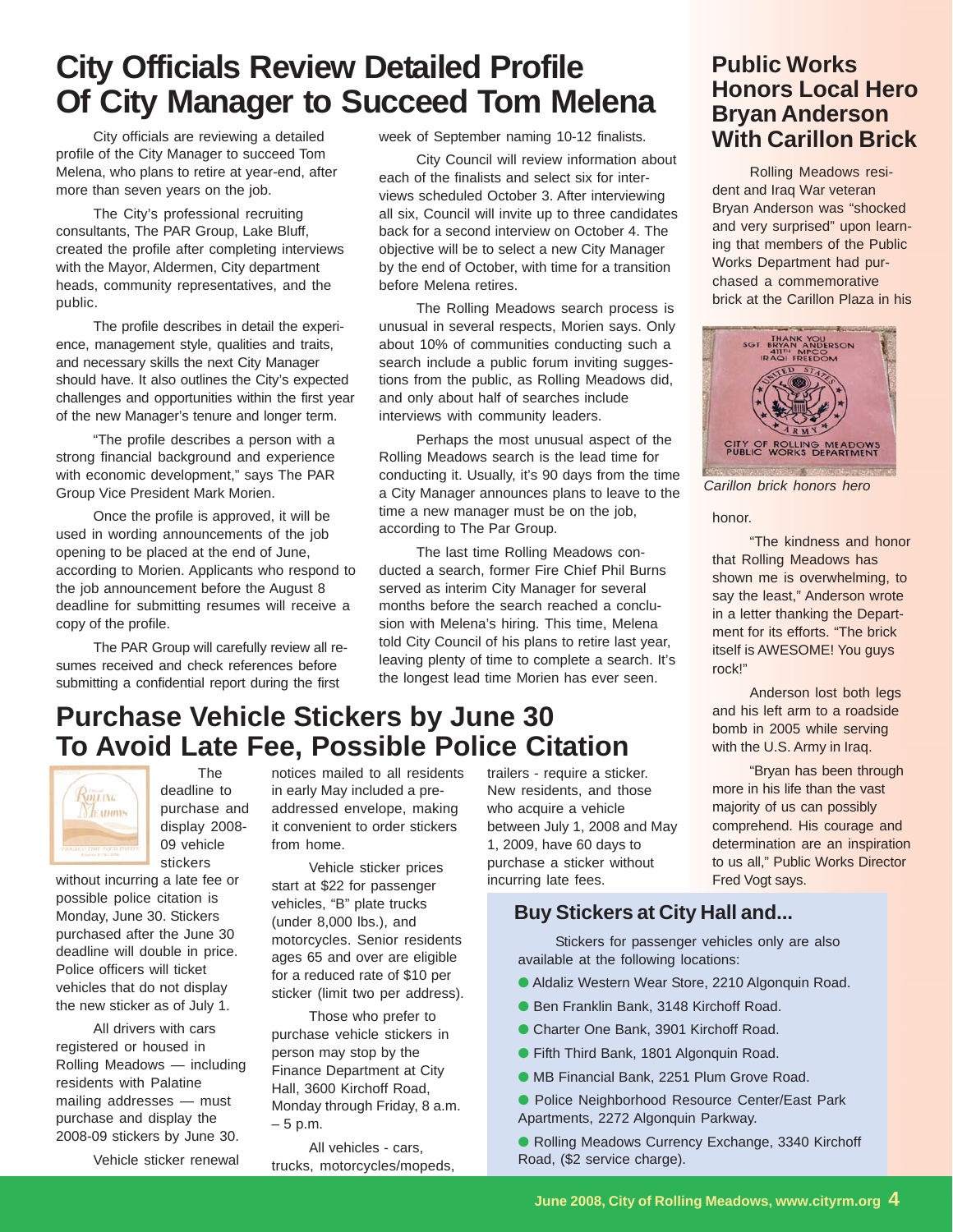# City Officials Review Detailed Profile Of City Manager to Succeed Tom Melena

City officials are reviewing a detailed profile of the City Manager to succeed Tom Melena, who plans to retire at year-end, after more than seven years on the job.

The City's professional recruiting consultants, The PAR Group, Lake Bluff, created the profile after completing interviews with the Mayor, Aldermen, City department heads, community representatives, and the public.

The profile describes in detail the experience, management style, qualities and traits, and necessary skills the next City Manager should have. It also outlines the City's expected challenges and opportunities within the first year of the new Manager's tenure and longer term.

"The profile describes a person with a strong financial background and experience with economic development," says The PAR Group Vice President Mark Morien.

Once the profile is approved, it will be used in wording announcements of the job opening to be placed at the end of June, according to Morien. Applicants who respond to the job announcement before the August 8 deadline for submitting resumes will receive a copy of the profile.

The PAR Group will carefully review all resumes received and check references before submitting a confidential report during the first week of September naming 10-12 finalists.

City Council will review information about each of the finalists and select six for interviews scheduled October 3. After interviewing all six, Council will invite up to three candidates back for a second interview on October 4. The objective will be to select a new City Manager by the end of October, with time for a transition before Melena retires.

The Rolling Meadows search process is unusual in several respects, Morien says. Only about 10% of communities conducting such a search include a public forum inviting suggestions from the public, as Rolling Meadows did, and only about half of searches include interviews with community leaders.

Perhaps the most unusual aspect of the Rolling Meadows search is the lead time for conducting it. Usually, it's 90 days from the time a City Manager announces plans to leave to the time a new manager must be on the job, according to The Par Group.

The last time Rolling Meadows conducted a search, former Fire Chief Phil Burns served as interim City Manager for several months before the search reached a conclusion with Melena's hiring. This time, Melena told City Council of his plans to retire last year, leaving plenty of time to complete a search. It's the longest lead time Morien has ever seen.

# Purchase Vehicle Stickers by June 30 To Avoid Late Fee, Possible Police Citation

The deadline to purchase and display 2008-09 vehicle stickers without incurring a late fee or possible police citation is Monday, June 30. Stickers purchased after the June 30 deadline will double in price. Police officers will ticket vehicles that do not display the new sticker as of July 1.

All drivers with cars registered or housed in Rolling Meadows — including residents with Palatine mailing addresses — must purchase and display the 2008-09 stickers by June 30.

Vehicle sticker renewal notices mailed to all residents in early May included a pre-addressed envelope, making it convenient to order stickers from home.

Vehicle sticker prices start at $22 for passenger vehicles, "B" plate trucks (under 8,000 lbs.), and motorcycles. Senior residents ages 65 and over are eligible for a reduced rate of $10 per sticker (limit two per address).

Those who prefer to purchase vehicle stickers in person may stop by the Finance Department at City Hall, 3600 Kirchoff Road, Monday through Friday, 8 a.m. – 5 p.m.

All vehicles - cars, trucks, motorcycles/mopeds, trailers - require a sticker. New residents, and those who acquire a vehicle between July 1, 2008 and May 1, 2009, have 60 days to purchase a sticker without incurring late fees.

## Buy Stickers at City Hall and...

Stickers for passenger vehicles only are also available at the following locations:

- Aldaliz Western Wear Store, 2210 Algonquin Road.
- Ben Franklin Bank, 3148 Kirchoff Road.
- Charter One Bank, 3901 Kirchoff Road.
- Fifth Third Bank, 1801 Algonquin Road.
- MB Financial Bank, 2251 Plum Grove Road.
- Police Neighborhood Resource Center/East Park Apartments, 2272 Algonquin Parkway.
- Rolling Meadows Currency Exchange, 3340 Kirchoff Road, ($2 service charge).

# Public Works Honors Local Hero Bryan Anderson With Carillon Brick

Rolling Meadows resident and Iraq War veteran Bryan Anderson was "shocked and very surprised" upon learning that members of the Public Works Department had purchased a commemorative brick at the Carillon Plaza in his honor.

*Carillon brick honors hero*

"The kindness and honor that Rolling Meadows has shown me is overwhelming, to say the least," Anderson wrote in a letter thanking the Department for its efforts. "The brick itself is AWESOME! You guys rock!"

Anderson lost both legs and his left arm to a roadside bomb in 2005 while serving with the U.S. Army in Iraq.

"Bryan has been through more in his life than the vast majority of us can possibly comprehend. His courage and determination are an inspiration to us all," Public Works Director Fred Vogt says.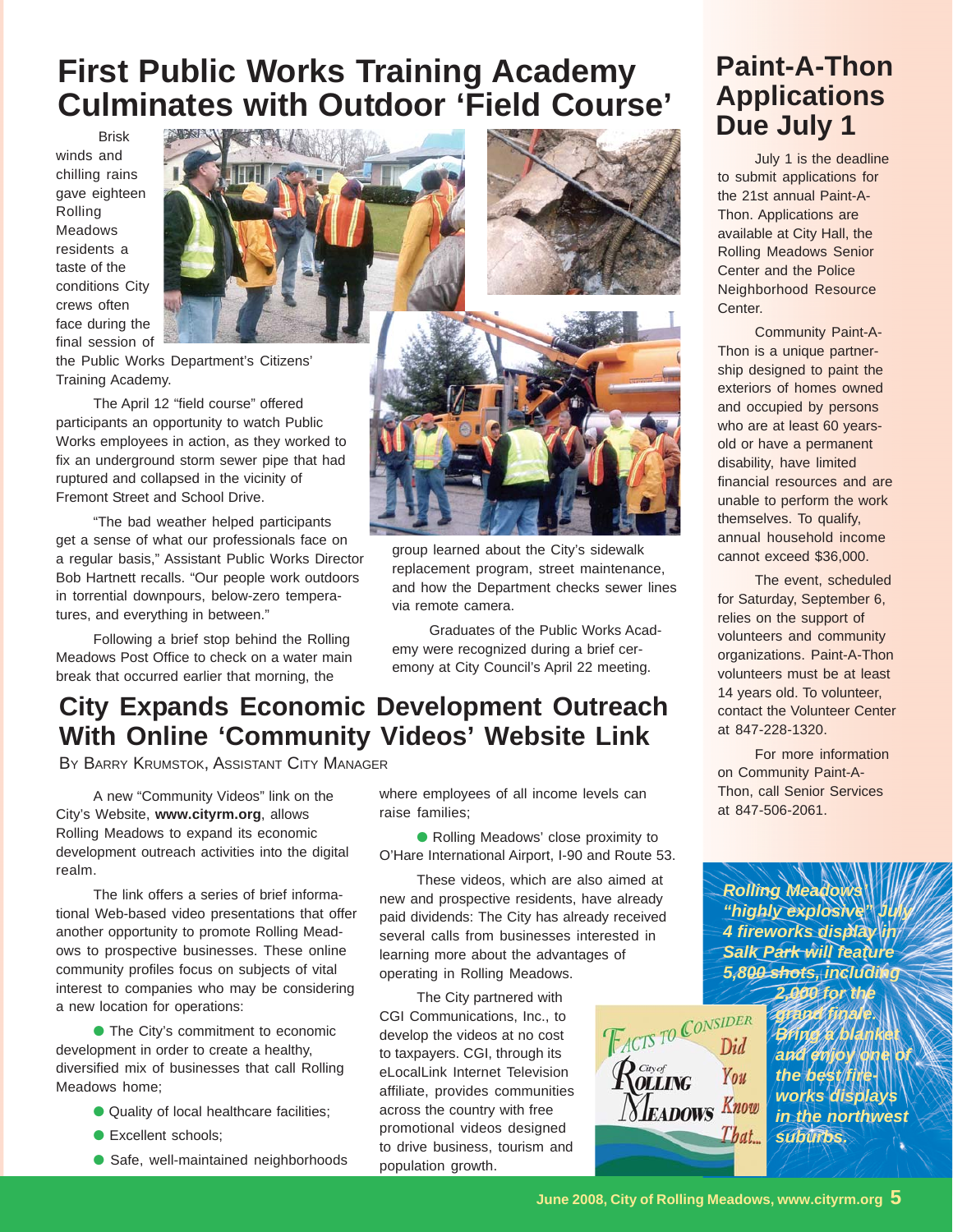# First Public Works Training Academy Culminates with Outdoor 'Field Course'

Brisk winds and chilling rains gave eighteen Rolling Meadows residents a taste of the conditions City crews often face during the final session of the Public Works Department's Citizens' Training Academy.

The April 12 "field course" offered participants an opportunity to watch Public Works employees in action, as they worked to fix an underground storm sewer pipe that had ruptured and collapsed in the vicinity of Fremont Street and School Drive.

"The bad weather helped participants get a sense of what our professionals face on a regular basis," Assistant Public Works Director Bob Hartnett recalls. "Our people work outdoors in torrential downpours, below-zero temperatures, and everything in between."

Following a brief stop behind the Rolling Meadows Post Office to check on a water main break that occurred earlier that morning, the group learned about the City's sidewalk replacement program, street maintenance, and how the Department checks sewer lines via remote camera.

Graduates of the Public Works Academy were recognized during a brief ceremony at City Council's April 22 meeting.

# City Expands Economic Development Outreach With Online 'Community Videos' Website Link

By Barry Krumstok, Assistant City Manager

A new "Community Videos" link on the City's Website, **www.cityrm.org**, allows Rolling Meadows to expand its economic development outreach activities into the digital realm.

The link offers a series of brief informational Web-based video presentations that offer another opportunity to promote Rolling Meadows to prospective businesses. These online community profiles focus on subjects of vital interest to companies who may be considering a new location for operations:

- The City's commitment to economic development in order to create a healthy, diversified mix of businesses that call Rolling Meadows home;
- Quality of local healthcare facilities;
- Excellent schools;
- Safe, well-maintained neighborhoods where employees of all income levels can raise families;
- Rolling Meadows' close proximity to O'Hare International Airport, I-90 and Route 53.

These videos, which are also aimed at new and prospective residents, have already paid dividends: The City has already received several calls from businesses interested in learning more about the advantages of operating in Rolling Meadows.

The City partnered with CGI Communications, Inc., to develop the videos at no cost to taxpayers. CGI, through its eLocalLink Internet Television affiliate, provides communities across the country with free promotional videos designed to drive business, tourism and population growth.

# Paint-A-Thon Applications Due July 1

July 1 is the deadline to submit applications for the 21st annual Paint-A-Thon. Applications are available at City Hall, the Rolling Meadows Senior Center and the Police Neighborhood Resource Center.

Community Paint-A-Thon is a unique partnership designed to paint the exteriors of homes owned and occupied by persons who are at least 60 years-old or have a permanent disability, have limited financial resources and are unable to perform the work themselves. To qualify, annual household income cannot exceed $36,000.

The event, scheduled for Saturday, September 6, relies on the support of volunteers and community organizations. Paint-A-Thon volunteers must be at least 14 years old. To volunteer, contact the Volunteer Center at 847-228-1320.

For more information on Community Paint-A-Thon, call Senior Services at 847-506-2061.

**Facts to Consider — City of Rolling Meadows — Did You Know That...**

***Rolling Meadows' "highly explosive" July 4 fireworks display in Salk Park will feature 5,800 shots, including 2,000 for the grand finale. Bring a blanket and enjoy one of the best fireworks displays in the northwest suburbs.***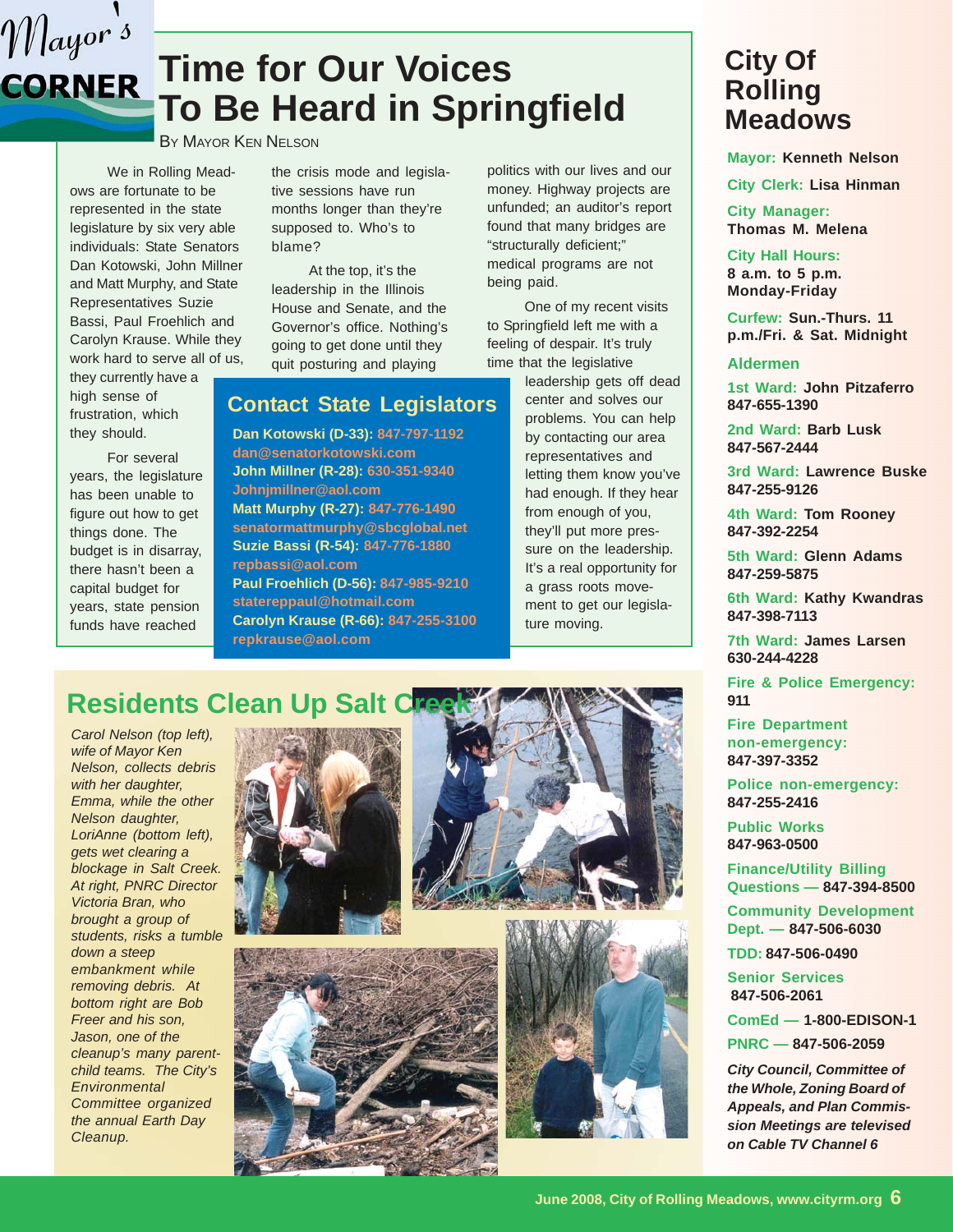Mayor's CORNER

# Time for Our Voices To Be Heard in Springfield

BY MAYOR KEN NELSON

We in Rolling Meadows are fortunate to be represented in the state legislature by six very able individuals: State Senators Dan Kotowski, John Millner and Matt Murphy, and State Representatives Suzie Bassi, Paul Froehlich and Carolyn Krause. While they work hard to serve all of us, they currently have a high sense of frustration, which they should.

For several years, the legislature has been unable to figure out how to get things done. The budget is in disarray, there hasn't been a capital budget for years, state pension funds have reached the crisis mode and legislative sessions have run months longer than they're supposed to. Who's to blame?

At the top, it's the leadership in the Illinois House and Senate, and the Governor's office. Nothing's going to get done until they quit posturing and playing politics with our lives and our money. Highway projects are unfunded; an auditor's report found that many bridges are "structurally deficient;" medical programs are not being paid.

One of my recent visits to Springfield left me with a feeling of despair. It's truly time that the legislative leadership gets off dead center and solves our problems. You can help by contacting our area representatives and letting them know you've had enough. If they hear from enough of you, they'll put more pressure on the leadership. It's a real opportunity for a grass roots movement to get our legislature moving.

## Contact State Legislators

**Dan Kotowski (D-33):** 847-797-1192
dan@senatorkotowski.com
**John Millner (R-28):** 630-351-9340
Johnjmillner@aol.com
**Matt Murphy (R-27):** 847-776-1490
senatormattmurphy@sbcglobal.net
**Suzie Bassi (R-54):** 847-776-1880
repbassi@aol.com
**Paul Froehlich (D-56):** 847-985-9210
statereppaul@hotmail.com
**Carolyn Krause (R-66):** 847-255-3100
repkrause@aol.com

## Residents Clean Up Salt Creek

*Carol Nelson (top left), wife of Mayor Ken Nelson, collects debris with her daughter, Emma, while the other Nelson daughter, LoriAnne (bottom left), gets wet clearing a blockage in Salt Creek. At right, PNRC Director Victoria Bran, who brought a group of students, risks a tumble down a steep embankment while removing debris. At bottom right are Bob Freer and his son, Jason, one of the cleanup's many parent-child teams. The City's Environmental Committee organized the annual Earth Day Cleanup.*

## City Of Rolling Meadows

**Mayor:** Kenneth Nelson

**City Clerk:** Lisa Hinman

**City Manager:** Thomas M. Melena

**City Hall Hours:** 8 a.m. to 5 p.m. Monday-Friday

**Curfew:** Sun.-Thurs. 11 p.m./Fri. & Sat. Midnight

**Aldermen**

**1st Ward:** John Pitzaferro 847-655-1390

**2nd Ward:** Barb Lusk 847-567-2444

**3rd Ward:** Lawrence Buske 847-255-9126

**4th Ward:** Tom Rooney 847-392-2254

**5th Ward:** Glenn Adams 847-259-5875

**6th Ward:** Kathy Kwandras 847-398-7113

**7th Ward:** James Larsen 630-244-4228

**Fire & Police Emergency:** 911

**Fire Department non-emergency:** 847-397-3352

**Police non-emergency:** 847-255-2416

**Public Works** 847-963-0500

**Finance/Utility Billing Questions** — 847-394-8500

**Community Development Dept.** — 847-506-6030

**TDD:** 847-506-0490

**Senior Services** 847-506-2061

**ComEd** — 1-800-EDISON-1

**PNRC** — 847-506-2059

***City Council, Committee of the Whole, Zoning Board of Appeals, and Plan Commission Meetings are televised on Cable TV Channel 6***